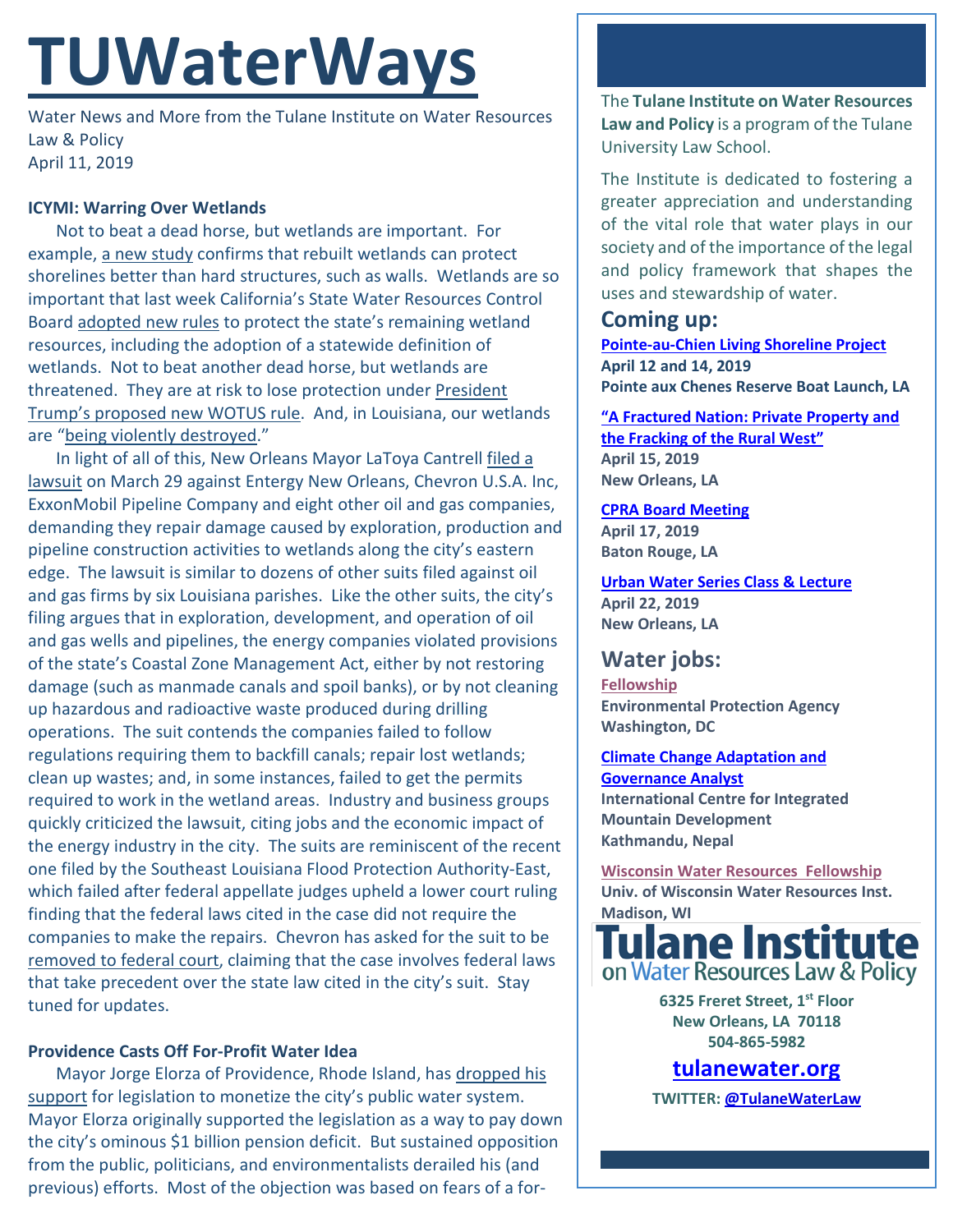# TUWaterWays

Water News and More from the Tulane Institute on Water Resources Law & Policy
April 11, 2019

**ICYMI: Warring Over Wetlands**

Not to beat a dead horse, but wetlands are important. For example, a new study confirms that rebuilt wetlands can protect shorelines better than hard structures, such as walls. Wetlands are so important that last week California's State Water Resources Control Board adopted new rules to protect the state's remaining wetland resources, including the adoption of a statewide definition of wetlands. Not to beat another dead horse, but wetlands are threatened. They are at risk to lose protection under President Trump's proposed new WOTUS rule. And, in Louisiana, our wetlands are "being violently destroyed."

In light of all of this, New Orleans Mayor LaToya Cantrell filed a lawsuit on March 29 against Entergy New Orleans, Chevron U.S.A. Inc, ExxonMobil Pipeline Company and eight other oil and gas companies, demanding they repair damage caused by exploration, production and pipeline construction activities to wetlands along the city's eastern edge. The lawsuit is similar to dozens of other suits filed against oil and gas firms by six Louisiana parishes. Like the other suits, the city's filing argues that in exploration, development, and operation of oil and gas wells and pipelines, the energy companies violated provisions of the state's Coastal Zone Management Act, either by not restoring damage (such as manmade canals and spoil banks), or by not cleaning up hazardous and radioactive waste produced during drilling operations. The suit contends the companies failed to follow regulations requiring them to backfill canals; repair lost wetlands; clean up wastes; and, in some instances, failed to get the permits required to work in the wetland areas. Industry and business groups quickly criticized the lawsuit, citing jobs and the economic impact of the energy industry in the city. The suits are reminiscent of the recent one filed by the Southeast Louisiana Flood Protection Authority-East, which failed after federal appellate judges upheld a lower court ruling finding that the federal laws cited in the case did not require the companies to make the repairs. Chevron has asked for the suit to be removed to federal court, claiming that the case involves federal laws that take precedent over the state law cited in the city's suit. Stay tuned for updates.

**Providence Casts Off For-Profit Water Idea**

Mayor Jorge Elorza of Providence, Rhode Island, has dropped his support for legislation to monetize the city's public water system. Mayor Elorza originally supported the legislation as a way to pay down the city's ominous $1 billion pension deficit. But sustained opposition from the public, politicians, and environmentalists derailed his (and previous) efforts. Most of the objection was based on fears of a for-

The **Tulane Institute on Water Resources Law and Policy** is a program of the Tulane University Law School.

The Institute is dedicated to fostering a greater appreciation and understanding of the vital role that water plays in our society and of the importance of the legal and policy framework that shapes the uses and stewardship of water.

## Coming up:

**Pointe-au-Chien Living Shoreline Project**
**April 12 and 14, 2019**
**Pointe aux Chenes Reserve Boat Launch, LA**

**"A Fractured Nation: Private Property and the Fracking of the Rural West"**
**April 15, 2019**
**New Orleans, LA**

**CPRA Board Meeting**
**April 17, 2019**
**Baton Rouge, LA**

**Urban Water Series Class & Lecture**
**April 22, 2019**
**New Orleans, LA**

## Water jobs:

**Fellowship**
**Environmental Protection Agency**
**Washington, DC**

**Climate Change Adaptation and Governance Analyst**
**International Centre for Integrated Mountain Development**
**Kathmandu, Nepal**

**Wisconsin Water Resources Fellowship**
**Univ. of Wisconsin Water Resources Inst.**
**Madison, WI**

**Tulane Institute on Water Resources Law & Policy**

**6325 Freret Street, 1st Floor**
**New Orleans, LA 70118**
**504-865-5982**

**tulanewater.org**

**TWITTER: @TulaneWaterLaw**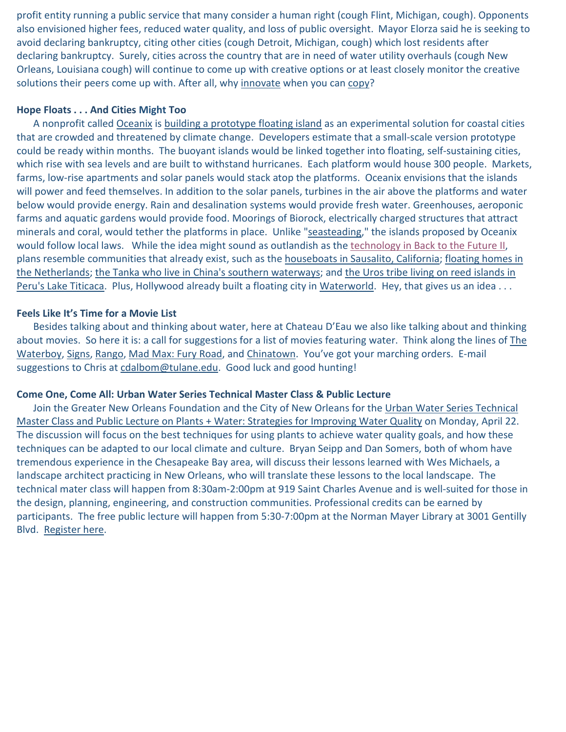profit entity running a public service that many consider a human right (cough Flint, Michigan, cough). Opponents also envisioned higher fees, reduced water quality, and loss of public oversight. Mayor Elorza said he is seeking to avoid declaring bankruptcy, citing other cities (cough Detroit, Michigan, cough) which lost residents after declaring bankruptcy. Surely, cities across the country that are in need of water utility overhauls (cough New Orleans, Louisiana cough) will continue to come up with creative options or at least closely monitor the creative solutions their peers come up with. After all, why innovate when you can copy?

**Hope Floats . . . And Cities Might Too**

A nonprofit called Oceanix is building a prototype floating island as an experimental solution for coastal cities that are crowded and threatened by climate change. Developers estimate that a small-scale version prototype could be ready within months. The buoyant islands would be linked together into floating, self-sustaining cities, which rise with sea levels and are built to withstand hurricanes. Each platform would house 300 people. Markets, farms, low-rise apartments and solar panels would stack atop the platforms. Oceanix envisions that the islands will power and feed themselves. In addition to the solar panels, turbines in the air above the platforms and water below would provide energy. Rain and desalination systems would provide fresh water. Greenhouses, aeroponic farms and aquatic gardens would provide food. Moorings of Biorock, electrically charged structures that attract minerals and coral, would tether the platforms in place. Unlike "seasteading," the islands proposed by Oceanix would follow local laws. While the idea might sound as outlandish as the technology in Back to the Future II, plans resemble communities that already exist, such as the houseboats in Sausalito, California; floating homes in the Netherlands; the Tanka who live in China's southern waterways; and the Uros tribe living on reed islands in Peru's Lake Titicaca. Plus, Hollywood already built a floating city in Waterworld. Hey, that gives us an idea . . .

**Feels Like It's Time for a Movie List**

Besides talking about and thinking about water, here at Chateau D'Eau we also like talking about and thinking about movies. So here it is: a call for suggestions for a list of movies featuring water. Think along the lines of The Waterboy, Signs, Rango, Mad Max: Fury Road, and Chinatown. You've got your marching orders. E-mail suggestions to Chris at cdalbom@tulane.edu. Good luck and good hunting!

**Come One, Come All: Urban Water Series Technical Master Class & Public Lecture**

Join the Greater New Orleans Foundation and the City of New Orleans for the Urban Water Series Technical Master Class and Public Lecture on Plants + Water: Strategies for Improving Water Quality on Monday, April 22. The discussion will focus on the best techniques for using plants to achieve water quality goals, and how these techniques can be adapted to our local climate and culture. Bryan Seipp and Dan Somers, both of whom have tremendous experience in the Chesapeake Bay area, will discuss their lessons learned with Wes Michaels, a landscape architect practicing in New Orleans, who will translate these lessons to the local landscape. The technical mater class will happen from 8:30am-2:00pm at 919 Saint Charles Avenue and is well-suited for those in the design, planning, engineering, and construction communities. Professional credits can be earned by participants. The free public lecture will happen from 5:30-7:00pm at the Norman Mayer Library at 3001 Gentilly Blvd. Register here.